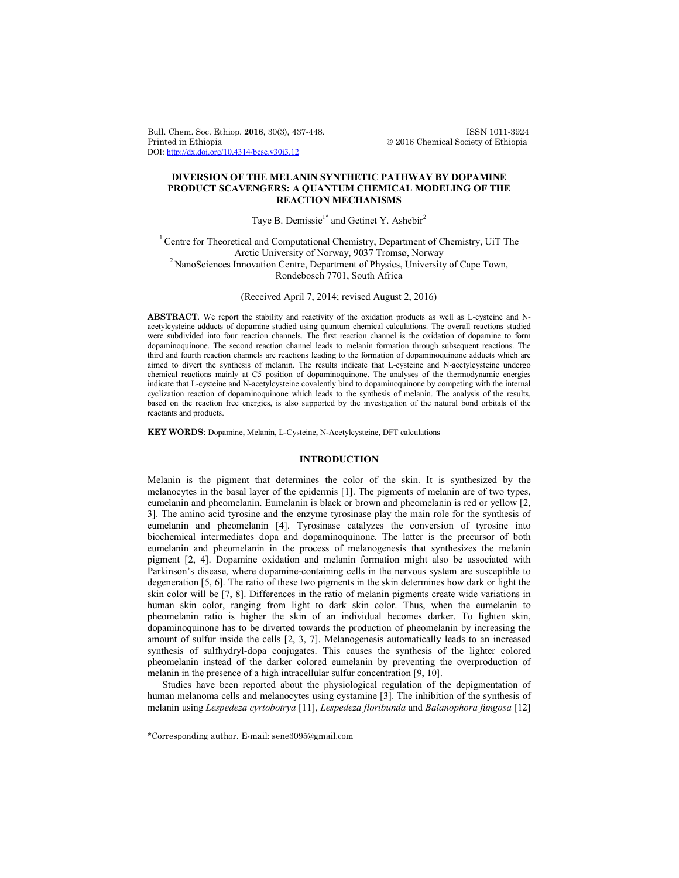# DIVERSION OF THE MELANIN SYNTHETIC PATHWAY BY DOPAMINE PRODUCT SCAVENGERS: A QUANTUM CHEMICAL MODELING OF THE REACTION MECHANISMS

Taye B. Demissie[1*] and Getinet Y. Ashebir[2]

[1] Centre for Theoretical and Computational Chemistry, Department of Chemistry, UiT The Arctic University of Norway, 9037 Tromsø, Norway
[2] NanoSciences Innovation Centre, Department of Physics, University of Cape Town, Rondebosch 7701, South Africa

(Received April 7, 2014; revised August 2, 2016)

**ABSTRACT**. We report the stability and reactivity of the oxidation products as well as L-cysteine and N-acetylcysteine adducts of dopamine studied using quantum chemical calculations. The overall reactions studied were subdivided into four reaction channels. The first reaction channel is the oxidation of dopamine to form dopaminoquinone. The second reaction channel leads to melanin formation through subsequent reactions. The third and fourth reaction channels are reactions leading to the formation of dopaminoquinone adducts which are aimed to divert the synthesis of melanin. The results indicate that L-cysteine and N-acetylcysteine undergo chemical reactions mainly at C5 position of dopaminoquinone. The analyses of the thermodynamic energies indicate that L-cysteine and N-acetylcysteine covalently bind to dopaminoquinone by competing with the internal cyclization reaction of dopaminoquinone which leads to the synthesis of melanin. The analysis of the results, based on the reaction free energies, is also supported by the investigation of the natural bond orbitals of the reactants and products.

**KEY WORDS**: Dopamine, Melanin, L-Cysteine, N-Acetylcysteine, DFT calculations

## INTRODUCTION

Melanin is the pigment that determines the color of the skin. It is synthesized by the melanocytes in the basal layer of the epidermis [1]. The pigments of melanin are of two types, eumelanin and pheomelanin. Eumelanin is black or brown and pheomelanin is red or yellow [2, 3]. The amino acid tyrosine and the enzyme tyrosinase play the main role for the synthesis of eumelanin and pheomelanin [4]. Tyrosinase catalyzes the conversion of tyrosine into biochemical intermediates dopa and dopaminoquinone. The latter is the precursor of both eumelanin and pheomelanin in the process of melanogenesis that synthesizes the melanin pigment [2, 4]. Dopamine oxidation and melanin formation might also be associated with Parkinson's disease, where dopamine-containing cells in the nervous system are susceptible to degeneration [5, 6]. The ratio of these two pigments in the skin determines how dark or light the skin color will be [7, 8]. Differences in the ratio of melanin pigments create wide variations in human skin color, ranging from light to dark skin color. Thus, when the eumelanin to pheomelanin ratio is higher the skin of an individual becomes darker. To lighten skin, dopaminoquinone has to be diverted towards the production of pheomelanin by increasing the amount of sulfur inside the cells [2, 3, 7]. Melanogenesis automatically leads to an increased synthesis of sulfhydryl-dopa conjugates. This causes the synthesis of the lighter colored pheomelanin instead of the darker colored eumelanin by preventing the overproduction of melanin in the presence of a high intracellular sulfur concentration [9, 10].

Studies have been reported about the physiological regulation of the depigmentation of human melanoma cells and melanocytes using cystamine [3]. The inhibition of the synthesis of melanin using *Lespedeza cyrtobotrya* [11], *Lespedeza floribunda* and *Balanophora fungosa* [12]

*Corresponding author. E-mail: sene3095@gmail.com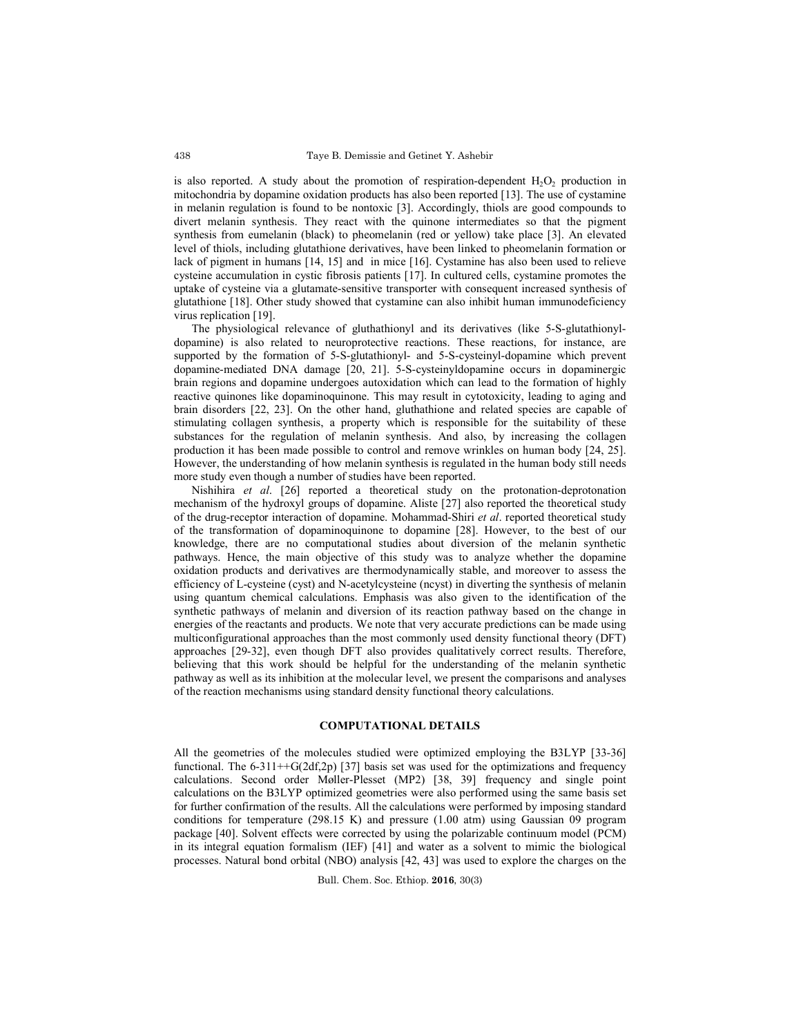is also reported. A study about the promotion of respiration-dependent $H_2O_2$ production in mitochondria by dopamine oxidation products has also been reported [13]. The use of cystamine in melanin regulation is found to be nontoxic [3]. Accordingly, thiols are good compounds to divert melanin synthesis. They react with the quinone intermediates so that the pigment synthesis from eumelanin (black) to pheomelanin (red or yellow) take place [3]. An elevated level of thiols, including glutathione derivatives, have been linked to pheomelanin formation or lack of pigment in humans [14, 15] and in mice [16]. Cystamine has also been used to relieve cysteine accumulation in cystic fibrosis patients [17]. In cultured cells, cystamine promotes the uptake of cysteine via a glutamate-sensitive transporter with consequent increased synthesis of glutathione [18]. Other study showed that cystamine can also inhibit human immunodeficiency virus replication [19].

The physiological relevance of gluthathionyl and its derivatives (like 5-S-glutathionyl-dopamine) is also related to neuroprotective reactions. These reactions, for instance, are supported by the formation of 5-S-glutathionyl- and 5-S-cysteinyl-dopamine which prevent dopamine-mediated DNA damage [20, 21]. 5-S-cysteinyldopamine occurs in dopaminergic brain regions and dopamine undergoes autoxidation which can lead to the formation of highly reactive quinones like dopaminoquinone. This may result in cytotoxicity, leading to aging and brain disorders [22, 23]. On the other hand, gluthathione and related species are capable of stimulating collagen synthesis, a property which is responsible for the suitability of these substances for the regulation of melanin synthesis. And also, by increasing the collagen production it has been made possible to control and remove wrinkles on human body [24, 25]. However, the understanding of how melanin synthesis is regulated in the human body still needs more study even though a number of studies have been reported.

Nishihira *et al*. [26] reported a theoretical study on the protonation-deprotonation mechanism of the hydroxyl groups of dopamine. Aliste [27] also reported the theoretical study of the drug-receptor interaction of dopamine. Mohammad-Shiri *et al*. reported theoretical study of the transformation of dopaminoquinone to dopamine [28]. However, to the best of our knowledge, there are no computational studies about diversion of the melanin synthetic pathways. Hence, the main objective of this study was to analyze whether the dopamine oxidation products and derivatives are thermodynamically stable, and moreover to assess the efficiency of L-cysteine (cyst) and N-acetylcysteine (ncyst) in diverting the synthesis of melanin using quantum chemical calculations. Emphasis was also given to the identification of the synthetic pathways of melanin and diversion of its reaction pathway based on the change in energies of the reactants and products. We note that very accurate predictions can be made using multiconfigurational approaches than the most commonly used density functional theory (DFT) approaches [29-32], even though DFT also provides qualitatively correct results. Therefore, believing that this work should be helpful for the understanding of the melanin synthetic pathway as well as its inhibition at the molecular level, we present the comparisons and analyses of the reaction mechanisms using standard density functional theory calculations.

## COMPUTATIONAL DETAILS

All the geometries of the molecules studied were optimized employing the B3LYP [33-36] functional. The 6-311++G(2df,2p) [37] basis set was used for the optimizations and frequency calculations. Second order Møller-Plesset (MP2) [38, 39] frequency and single point calculations on the B3LYP optimized geometries were also performed using the same basis set for further confirmation of the results. All the calculations were performed by imposing standard conditions for temperature (298.15 K) and pressure (1.00 atm) using Gaussian 09 program package [40]. Solvent effects were corrected by using the polarizable continuum model (PCM) in its integral equation formalism (IEF) [41] and water as a solvent to mimic the biological processes. Natural bond orbital (NBO) analysis [42, 43] was used to explore the charges on the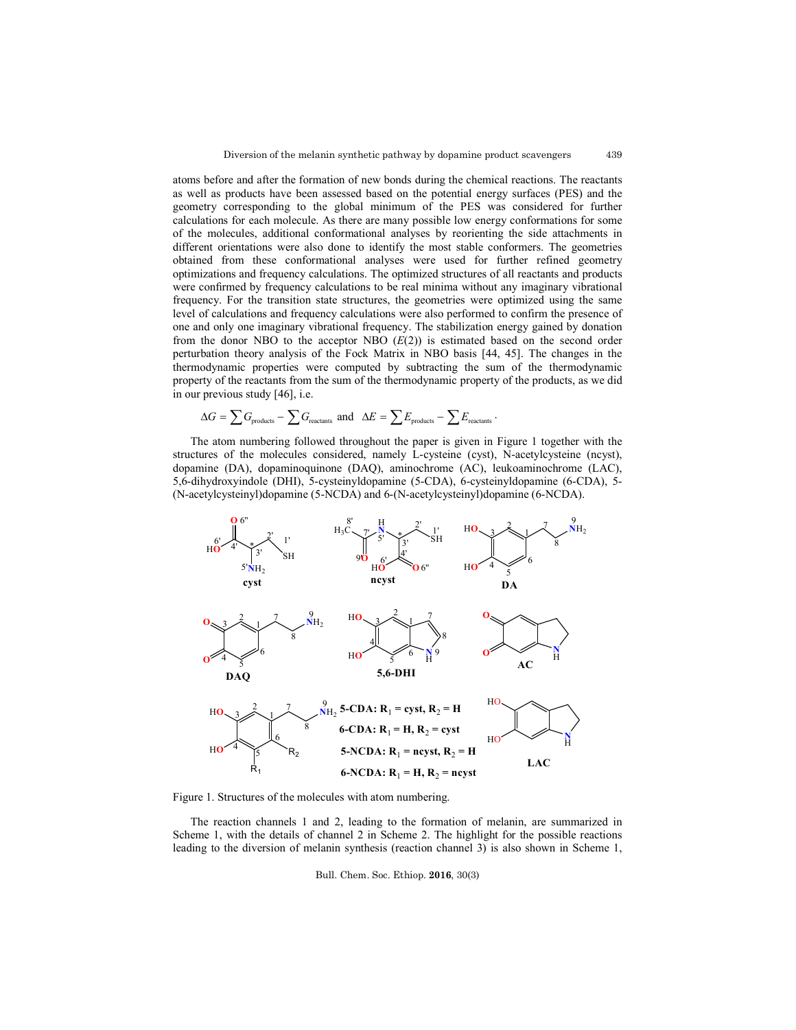atoms before and after the formation of new bonds during the chemical reactions. The reactants as well as products have been assessed based on the potential energy surfaces (PES) and the geometry corresponding to the global minimum of the PES was considered for further calculations for each molecule. As there are many possible low energy conformations for some of the molecules, additional conformational analyses by reorienting the side attachments in different orientations were also done to identify the most stable conformers. The geometries obtained from these conformational analyses were used for further refined geometry optimizations and frequency calculations. The optimized structures of all reactants and products were confirmed by frequency calculations to be real minima without any imaginary vibrational frequency. For the transition state structures, the geometries were optimized using the same level of calculations and frequency calculations were also performed to confirm the presence of one and only one imaginary vibrational frequency. The stabilization energy gained by donation from the donor NBO to the acceptor NBO ($E(2)$) is estimated based on the second order perturbation theory analysis of the Fock Matrix in NBO basis [44, 45]. The changes in the thermodynamic properties were computed by subtracting the sum of the thermodynamic property of the reactants from the sum of the thermodynamic property of the products, as we did in our previous study [46], i.e.

$$\Delta G = \sum G_{\text{products}} - \sum G_{\text{reactants}} \text{ and } \Delta E = \sum E_{\text{products}} - \sum E_{\text{reactants}}.$$

The atom numbering followed throughout the paper is given in Figure 1 together with the structures of the molecules considered, namely L-cysteine (cyst), N-acetylcysteine (ncyst), dopamine (DA), dopaminoquinone (DAQ), aminochrome (AC), leukoaminochrome (LAC), 5,6-dihydroxyindole (DHI), 5-cysteinyldopamine (5-CDA), 6-cysteinyldopamine (6-CDA), 5-(N-acetylcysteinyl)dopamine (5-NCDA) and 6-(N-acetylcysteinyl)dopamine (6-NCDA).

Figure 1. Structures of the molecules with atom numbering.

The reaction channels 1 and 2, leading to the formation of melanin, are summarized in Scheme 1, with the details of channel 2 in Scheme 2. The highlight for the possible reactions leading to the diversion of melanin synthesis (reaction channel 3) is also shown in Scheme 1,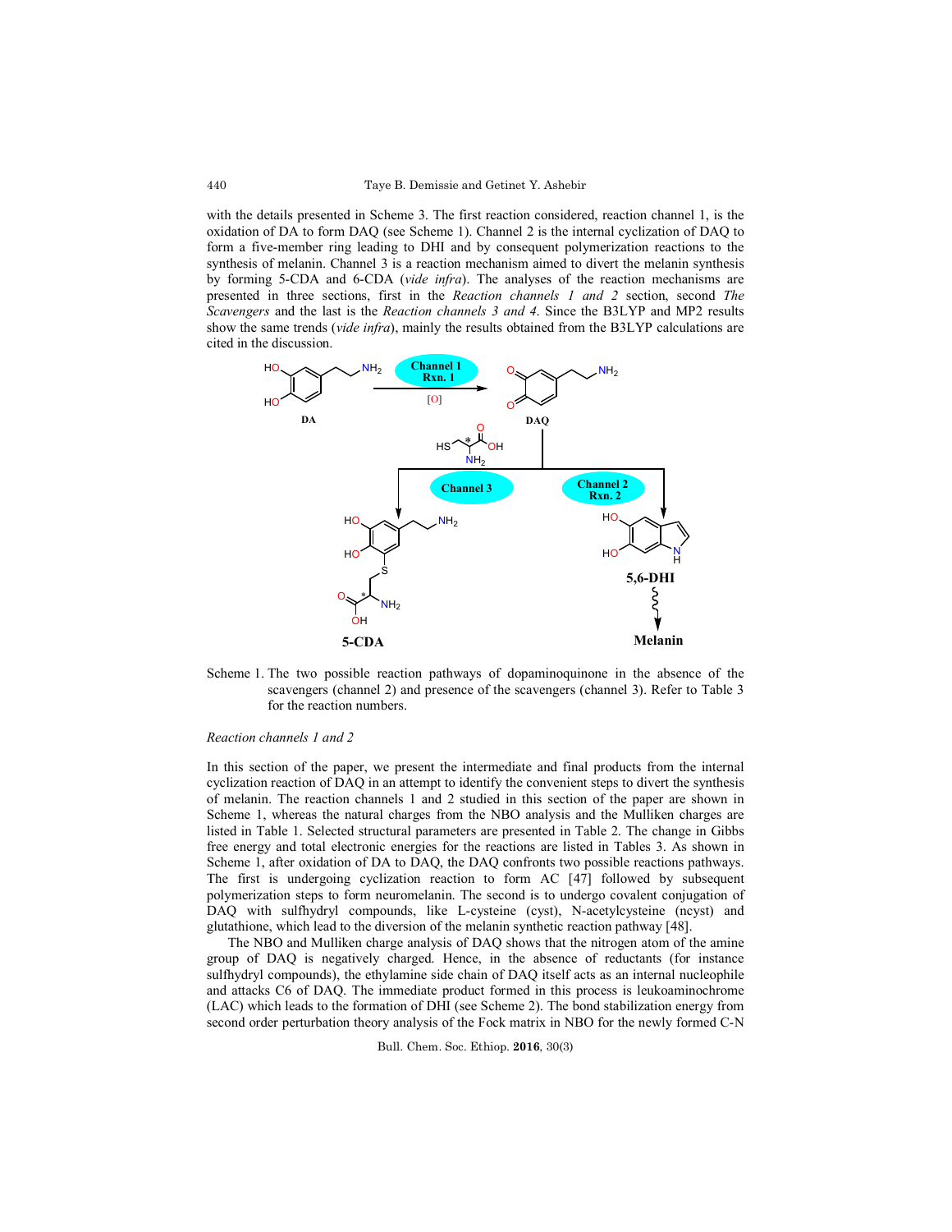with the details presented in Scheme 3. The first reaction considered, reaction channel 1, is the oxidation of DA to form DAQ (see Scheme 1). Channel 2 is the internal cyclization of DAQ to form a five-member ring leading to DHI and by consequent polymerization reactions to the synthesis of melanin. Channel 3 is a reaction mechanism aimed to divert the melanin synthesis by forming 5-CDA and 6-CDA (*vide infra*). The analyses of the reaction mechanisms are presented in three sections, first in the *Reaction channels 1 and 2* section, second *The Scavengers* and the last is the *Reaction channels 3 and 4*. Since the B3LYP and MP2 results show the same trends (*vide infra*), mainly the results obtained from the B3LYP calculations are cited in the discussion.

Scheme 1. The two possible reaction pathways of dopaminoquinone in the absence of the scavengers (channel 2) and presence of the scavengers (channel 3). Refer to Table 3 for the reaction numbers.

*Reaction channels 1 and 2*

In this section of the paper, we present the intermediate and final products from the internal cyclization reaction of DAQ in an attempt to identify the convenient steps to divert the synthesis of melanin. The reaction channels 1 and 2 studied in this section of the paper are shown in Scheme 1, whereas the natural charges from the NBO analysis and the Mulliken charges are listed in Table 1. Selected structural parameters are presented in Table 2. The change in Gibbs free energy and total electronic energies for the reactions are listed in Tables 3. As shown in Scheme 1, after oxidation of DA to DAQ, the DAQ confronts two possible reactions pathways. The first is undergoing cyclization reaction to form AC [47] followed by subsequent polymerization steps to form neuromelanin. The second is to undergo covalent conjugation of DAQ with sulfhydryl compounds, like L-cysteine (cyst), N-acetylcysteine (ncyst) and glutathione, which lead to the diversion of the melanin synthetic reaction pathway [48].

The NBO and Mulliken charge analysis of DAQ shows that the nitrogen atom of the amine group of DAQ is negatively charged. Hence, in the absence of reductants (for instance sulfhydryl compounds), the ethylamine side chain of DAQ itself acts as an internal nucleophile and attacks C6 of DAQ. The immediate product formed in this process is leukoaminochrome (LAC) which leads to the formation of DHI (see Scheme 2). The bond stabilization energy from second order perturbation theory analysis of the Fock matrix in NBO for the newly formed C-N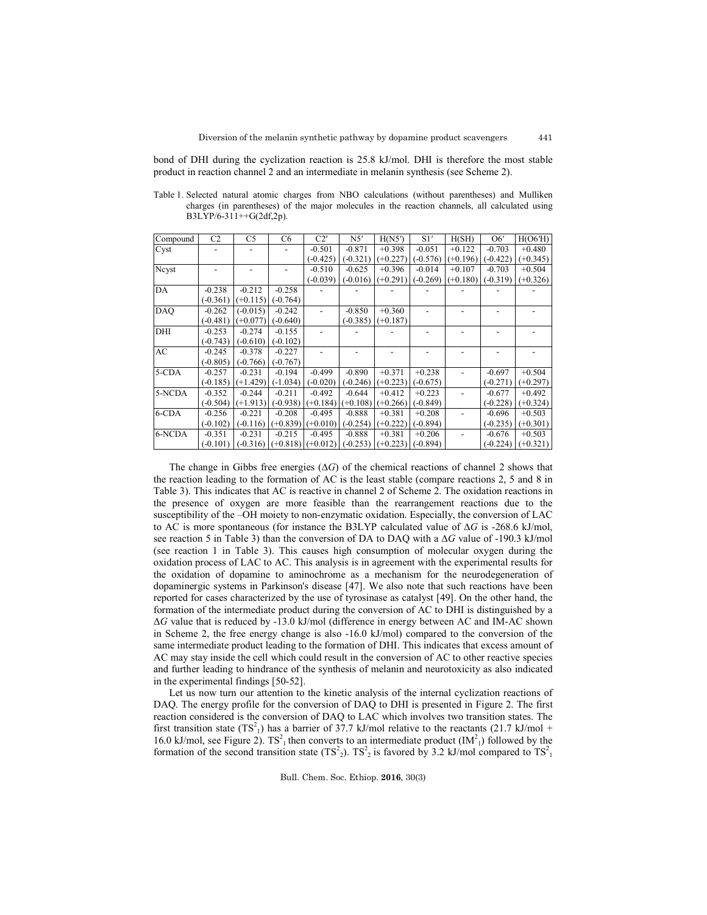bond of DHI during the cyclization reaction is 25.8 kJ/mol. DHI is therefore the most stable product in reaction channel 2 and an intermediate in melanin synthesis (see Scheme 2).

Table 1. Selected natural atomic charges from NBO calculations (without parentheses) and Mulliken charges (in parentheses) of the major molecules in the reaction channels, all calculated using B3LYP/6-311++G(2df,2p).

| Compound | C2 | C5 | C6 | C2′ | N5′ | H(N5′) | S1′ | H(SH) | O6′ | H(O6′H) |
|---|---|---|---|---|---|---|---|---|---|---|
| Cyst | - | - | - | -0.501 (-0.425) | -0.871 (-0.321) | +0.398 (+0.227) | -0.051 (-0.576) | +0.122 (+0.196) | -0.703 (-0.422) | +0.480 (+0.345) |
| Ncyst | - | - | - | -0.510 (-0.039) | -0.625 (-0.016) | +0.396 (+0.291) | -0.014 (-0.269) | +0.107 (+0.180) | -0.703 (-0.319) | +0.504 (+0.326) |
| DA | -0.238 (-0.361) | -0.212 (+0.115) | -0.258 (-0.764) | - | - | - | - | - | - | - |
| DAQ | -0.262 (-0.481) | (-0.015) (+0.077) | -0.242 (-0.640) | - | -0.850 (-0.385) | +0.360 (+0.187) | - | - | - | - |
| DHI | -0.253 (-0.743) | -0.274 (-0.610) | -0.155 (-0.102) | - | - | - | - | - | - | - |
| AC | -0.245 (-0.805) | -0.378 (-0.766) | -0.227 (-0.767) | - | - | - | - | - | - | - |
| 5-CDA | -0.257 (-0.185) | -0.231 (+1.429) | -0.194 (-1.034) | -0.499 (-0.020) | -0.890 (-0.246) | +0.371 (+0.223) | +0.238 (-0.675) | - | -0.697 (-0.271) | +0.504 (+0.297) |
| 5-NCDA | -0.352 (-0.504) | -0.244 (+1.913) | -0.211 (-0.938) | -0.492 (+0.184) | -0.644 (+0.108) | +0.412 (+0.266) | +0.223 (-0.849) | - | -0.677 (-0.228) | +0.492 (+0.324) |
| 6-CDA | -0.256 (-0.102) | -0.221 (-0.116) | -0.208 (+0.839) | -0.495 (+0.010) | -0.888 (-0.254) | +0.381 (+0.222) | +0.208 (-0.894) | - | -0.696 (-0.235) | +0.503 (+0.301) |
| 6-NCDA | -0.351 (-0.101) | -0.231 (-0.316) | -0.215 (+0.818) | -0.495 (+0.012) | -0.888 (-0.253) | +0.381 (+0.223) | +0.206 (-0.894) | - | -0.676 (-0.224) | +0.503 (+0.321) |

The change in Gibbs free energies ($\Delta G$) of the chemical reactions of channel 2 shows that the reaction leading to the formation of AC is the least stable (compare reactions 2, 5 and 8 in Table 3). This indicates that AC is reactive in channel 2 of Scheme 2. The oxidation reactions in the presence of oxygen are more feasible than the rearrangement reactions due to the susceptibility of the –OH moiety to non-enzymatic oxidation. Especially, the conversion of LAC to AC is more spontaneous (for instance the B3LYP calculated value of $\Delta G$ is -268.6 kJ/mol, see reaction 5 in Table 3) than the conversion of DA to DAQ with a $\Delta G$ value of -190.3 kJ/mol (see reaction 1 in Table 3). This causes high consumption of molecular oxygen during the oxidation process of LAC to AC. This analysis is in agreement with the experimental results for the oxidation of dopamine to aminochrome as a mechanism for the neurodegeneration of dopaminergic systems in Parkinson's disease [47]. We also note that such reactions have been reported for cases characterized by the use of tyrosinase as catalyst [49]. On the other hand, the formation of the intermediate product during the conversion of AC to DHI is distinguished by a $\Delta G$ value that is reduced by -13.0 kJ/mol (difference in energy between AC and IM-AC shown in Scheme 2, the free energy change is also -16.0 kJ/mol) compared to the conversion of the same intermediate product leading to the formation of DHI. This indicates that excess amount of AC may stay inside the cell which could result in the conversion of AC to other reactive species and further leading to hindrance of the synthesis of melanin and neurotoxicity as also indicated in the experimental findings [50-52].

Let us now turn our attention to the kinetic analysis of the internal cyclization reactions of DAQ. The energy profile for the conversion of DAQ to DHI is presented in Figure 2. The first reaction considered is the conversion of DAQ to LAC which involves two transition states. The first transition state ($TS^2_1$) has a barrier of 37.7 kJ/mol relative to the reactants (21.7 kJ/mol + 16.0 kJ/mol, see Figure 2). $TS^2_1$ then converts to an intermediate product ($IM^2_1$) followed by the formation of the second transition state ($TS^2_2$). $TS^2_2$ is favored by 3.2 kJ/mol compared to $TS^2_1$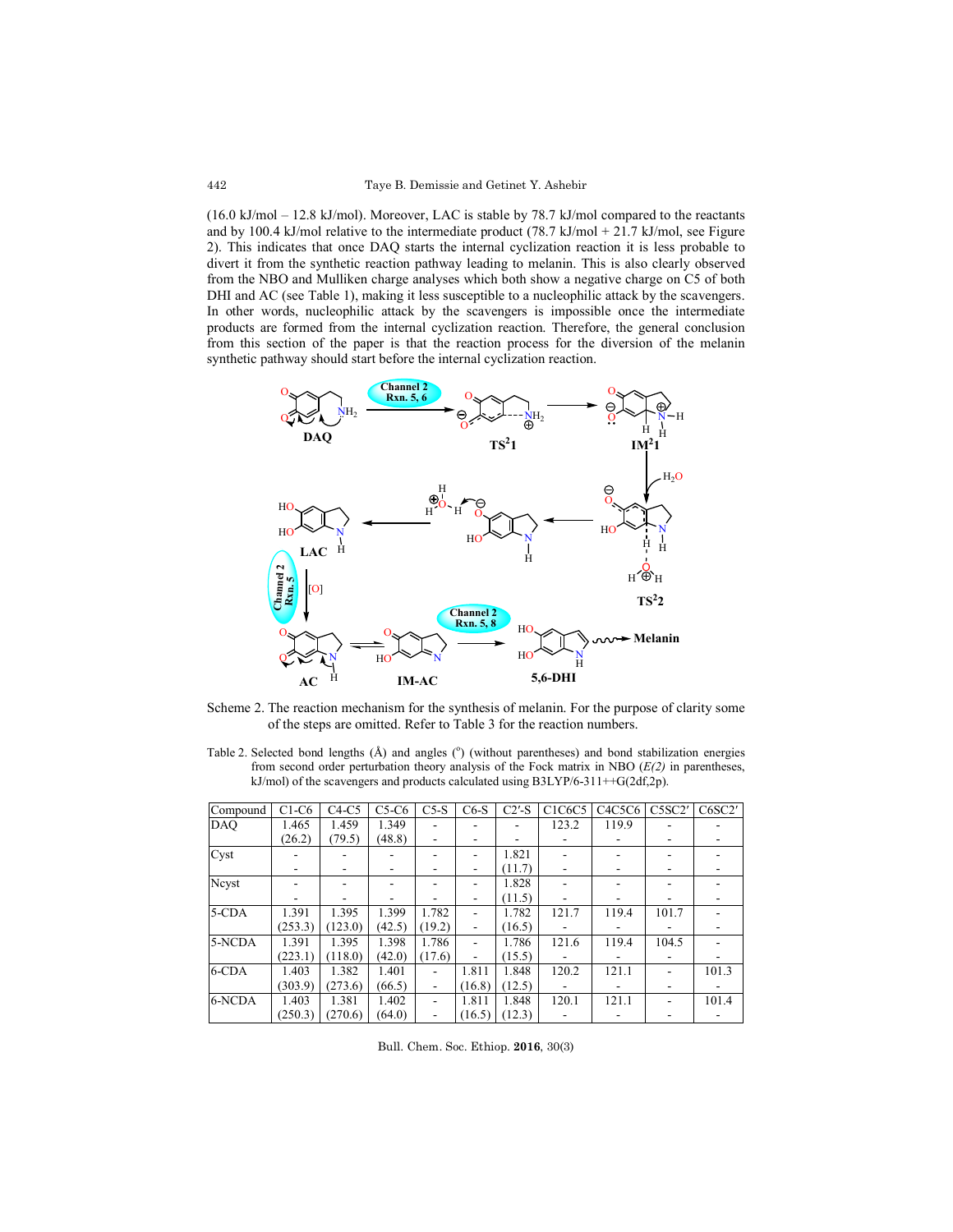(16.0 kJ/mol – 12.8 kJ/mol). Moreover, LAC is stable by 78.7 kJ/mol compared to the reactants and by 100.4 kJ/mol relative to the intermediate product (78.7 kJ/mol + 21.7 kJ/mol, see Figure 2). This indicates that once DAQ starts the internal cyclization reaction it is less probable to divert it from the synthetic reaction pathway leading to melanin. This is also clearly observed from the NBO and Mulliken charge analyses which both show a negative charge on C5 of both DHI and AC (see Table 1), making it less susceptible to a nucleophilic attack by the scavengers. In other words, nucleophilic attack by the scavengers is impossible once the intermediate products are formed from the internal cyclization reaction. Therefore, the general conclusion from this section of the paper is that the reaction process for the diversion of the melanin synthetic pathway should start before the internal cyclization reaction.

Scheme 2. The reaction mechanism for the synthesis of melanin. For the purpose of clarity some of the steps are omitted. Refer to Table 3 for the reaction numbers.

Table 2. Selected bond lengths (Å) and angles (°) (without parentheses) and bond stabilization energies from second order perturbation theory analysis of the Fock matrix in NBO (*E(2)* in parentheses, kJ/mol) of the scavengers and products calculated using B3LYP/6-311++G(2df,2p).

| Compound | C1-C6 | C4-C5 | C5-C6 | C5-S | C6-S | C2′-S | C1C6C5 | C4C5C6 | C5SC2′ | C6SC2′ |
|---|---|---|---|---|---|---|---|---|---|---|
| DAQ | 1.465 | 1.459 | 1.349 | - | - | - | 123.2 | 119.9 | - | - |
| | (26.2) | (79.5) | (48.8) | - | - | - | - | - | - | - |
| Cyst | - | - | - | - | - | 1.821 | - | - | - | - |
| | - | - | - | - | - | (11.7) | - | - | - | - |
| Ncyst | - | - | - | - | - | 1.828 | - | - | - | - |
| | - | - | - | - | - | (11.5) | - | - | - | - |
| 5-CDA | 1.391 | 1.395 | 1.399 | 1.782 | - | 1.782 | 121.7 | 119.4 | 101.7 | - |
| | (253.3) | (123.0) | (42.5) | (19.2) | - | (16.5) | - | - | - | - |
| 5-NCDA | 1.391 | 1.395 | 1.398 | 1.786 | - | 1.786 | 121.6 | 119.4 | 104.5 | - |
| | (223.1) | (118.0) | (42.0) | (17.6) | - | (15.5) | - | - | - | - |
| 6-CDA | 1.403 | 1.382 | 1.401 | - | 1.811 | 1.848 | 120.2 | 121.1 | - | 101.3 |
| | (303.9) | (273.6) | (66.5) | - | (16.8) | (12.5) | - | - | - | - |
| 6-NCDA | 1.403 | 1.381 | 1.402 | - | 1.811 | 1.848 | 120.1 | 121.1 | - | 101.4 |
| | (250.3) | (270.6) | (64.0) | - | (16.5) | (12.3) | - | - | - | - |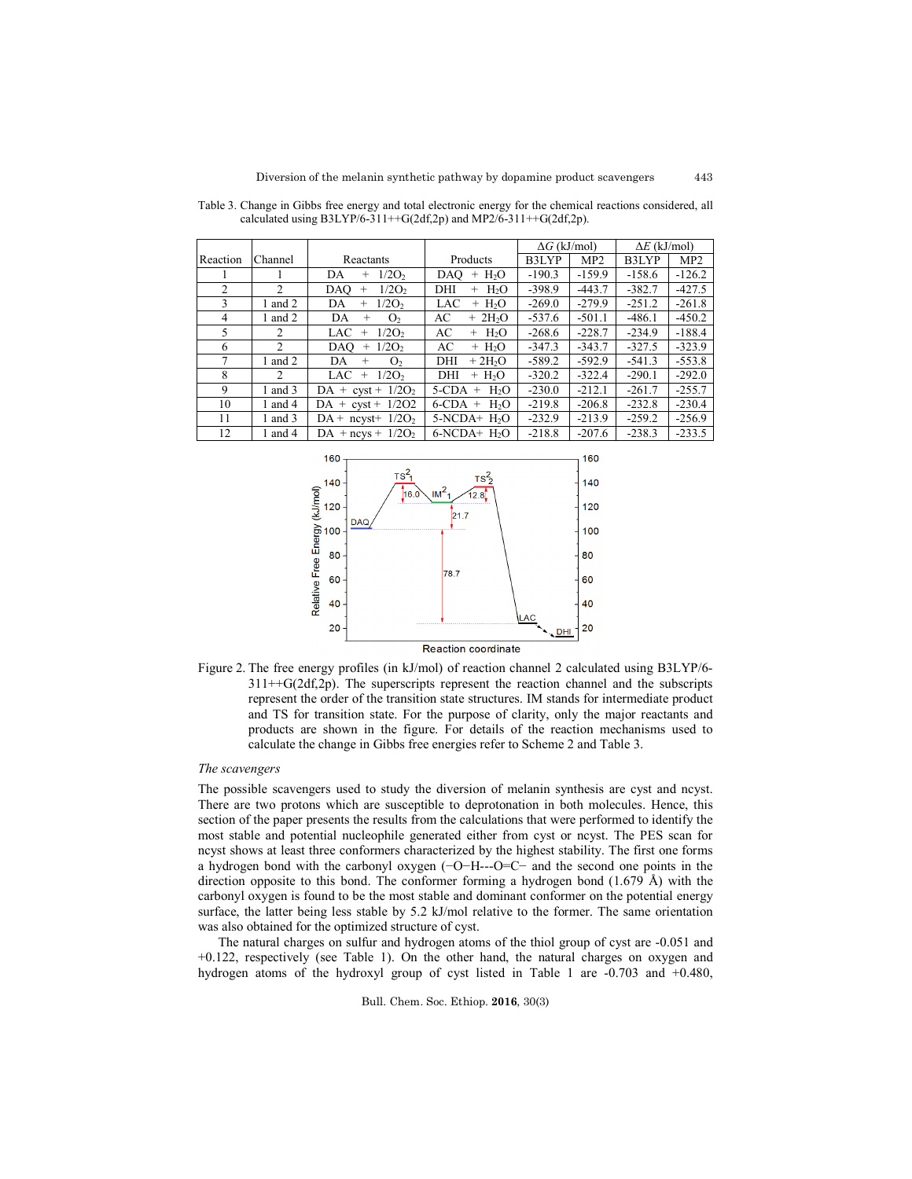Table 3. Change in Gibbs free energy and total electronic energy for the chemical reactions considered, all calculated using B3LYP/6-311++G(2df,2p) and MP2/6-311++G(2df,2p).

| Reaction | Channel | Reactants | Products | ΔG (kJ/mol) | | ΔE (kJ/mol) | |
|---|---|---|---|---|---|---|---|
| | | | | B3LYP | MP2 | B3LYP | MP2 |
| 1 | 1 | DA + $1/2O_2$ | DAQ + $H_2O$ | -190.3 | -159.9 | -158.6 | -126.2 |
| 2 | 2 | DAQ + $1/2O_2$ | DHI + $H_2O$ | -398.9 | -443.7 | -382.7 | -427.5 |
| 3 | 1 and 2 | DA + $1/2O_2$ | LAC + $H_2O$ | -269.0 | -279.9 | -251.2 | -261.8 |
| 4 | 1 and 2 | DA + $O_2$ | AC + $2H_2O$ | -537.6 | -501.1 | -486.1 | -450.2 |
| 5 | 2 | LAC + $1/2O_2$ | AC + $H_2O$ | -268.6 | -228.7 | -234.9 | -188.4 |
| 6 | 2 | DAQ + $1/2O_2$ | AC + $H_2O$ | -347.3 | -343.7 | -327.5 | -323.9 |
| 7 | 1 and 2 | DA + $O_2$ | DHI + $2H_2O$ | -589.2 | -592.9 | -541.3 | -553.8 |
| 8 | 2 | LAC + $1/2O_2$ | DHI + $H_2O$ | -320.2 | -322.4 | -290.1 | -292.0 |
| 9 | 1 and 3 | DA + cyst + $1/2O_2$ | 5-CDA + $H_2O$ | -230.0 | -212.1 | -261.7 | -255.7 |
| 10 | 1 and 4 | DA + cyst + 1/2O2 | 6-CDA + $H_2O$ | -219.8 | -206.8 | -232.8 | -230.4 |
| 11 | 1 and 3 | DA + ncyst+ $1/2O_2$ | 5-NCDA+ $H_2O$ | -232.9 | -213.9 | -259.2 | -256.9 |
| 12 | 1 and 4 | DA + ncys + $1/2O_2$ | 6-NCDA+ $H_2O$ | -218.8 | -207.6 | -238.3 | -233.5 |

Figure 2. The free energy profiles (in kJ/mol) of reaction channel 2 calculated using B3LYP/6-311++G(2df,2p). The superscripts represent the reaction channel and the subscripts represent the order of the transition state structures. IM stands for intermediate product and TS for transition state. For the purpose of clarity, only the major reactants and products are shown in the figure. For details of the reaction mechanisms used to calculate the change in Gibbs free energies refer to Scheme 2 and Table 3.

### *The scavengers*

The possible scavengers used to study the diversion of melanin synthesis are cyst and ncyst. There are two protons which are susceptible to deprotonation in both molecules. Hence, this section of the paper presents the results from the calculations that were performed to identify the most stable and potential nucleophile generated either from cyst or ncyst. The PES scan for ncyst shows at least three conformers characterized by the highest stability. The first one forms a hydrogen bond with the carbonyl oxygen (−O−H---O=C− and the second one points in the direction opposite to this bond. The conformer forming a hydrogen bond (1.679 Å) with the carbonyl oxygen is found to be the most stable and dominant conformer on the potential energy surface, the latter being less stable by 5.2 kJ/mol relative to the former. The same orientation was also obtained for the optimized structure of cyst.

The natural charges on sulfur and hydrogen atoms of the thiol group of cyst are -0.051 and +0.122, respectively (see Table 1). On the other hand, the natural charges on oxygen and hydrogen atoms of the hydroxyl group of cyst listed in Table 1 are -0.703 and +0.480,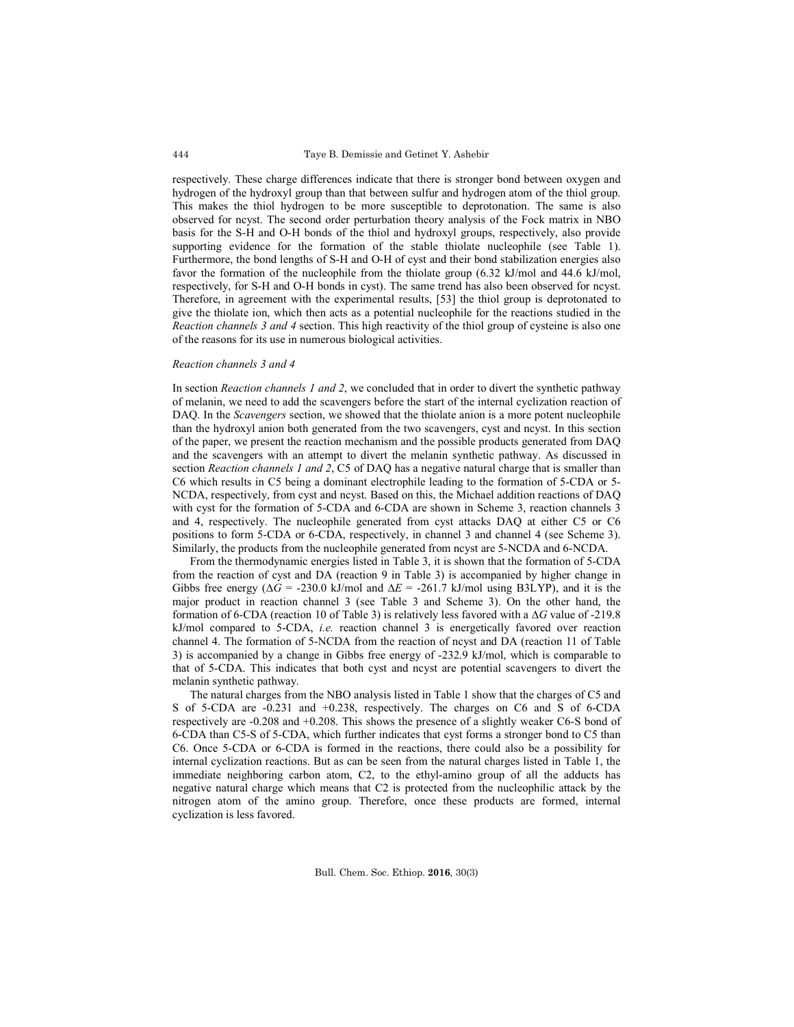respectively. These charge differences indicate that there is stronger bond between oxygen and hydrogen of the hydroxyl group than that between sulfur and hydrogen atom of the thiol group. This makes the thiol hydrogen to be more susceptible to deprotonation. The same is also observed for ncyst. The second order perturbation theory analysis of the Fock matrix in NBO basis for the S-H and O-H bonds of the thiol and hydroxyl groups, respectively, also provide supporting evidence for the formation of the stable thiolate nucleophile (see Table 1). Furthermore, the bond lengths of S-H and O-H of cyst and their bond stabilization energies also favor the formation of the nucleophile from the thiolate group (6.32 kJ/mol and 44.6 kJ/mol, respectively, for S-H and O-H bonds in cyst). The same trend has also been observed for ncyst. Therefore, in agreement with the experimental results, [53] the thiol group is deprotonated to give the thiolate ion, which then acts as a potential nucleophile for the reactions studied in the *Reaction channels 3 and 4* section. This high reactivity of the thiol group of cysteine is also one of the reasons for its use in numerous biological activities.

### *Reaction channels 3 and 4*

In section *Reaction channels 1 and 2*, we concluded that in order to divert the synthetic pathway of melanin, we need to add the scavengers before the start of the internal cyclization reaction of DAQ. In the *Scavengers* section, we showed that the thiolate anion is a more potent nucleophile than the hydroxyl anion both generated from the two scavengers, cyst and ncyst. In this section of the paper, we present the reaction mechanism and the possible products generated from DAQ and the scavengers with an attempt to divert the melanin synthetic pathway. As discussed in section *Reaction channels 1 and 2*, C5 of DAQ has a negative natural charge that is smaller than C6 which results in C5 being a dominant electrophile leading to the formation of 5-CDA or 5-NCDA, respectively, from cyst and ncyst. Based on this, the Michael addition reactions of DAQ with cyst for the formation of 5-CDA and 6-CDA are shown in Scheme 3, reaction channels 3 and 4, respectively. The nucleophile generated from cyst attacks DAQ at either C5 or C6 positions to form 5-CDA or 6-CDA, respectively, in channel 3 and channel 4 (see Scheme 3). Similarly, the products from the nucleophile generated from ncyst are 5-NCDA and 6-NCDA.

From the thermodynamic energies listed in Table 3, it is shown that the formation of 5-CDA from the reaction of cyst and DA (reaction 9 in Table 3) is accompanied by higher change in Gibbs free energy ($\Delta G$ = -230.0 kJ/mol and $\Delta E$ = -261.7 kJ/mol using B3LYP), and it is the major product in reaction channel 3 (see Table 3 and Scheme 3). On the other hand, the formation of 6-CDA (reaction 10 of Table 3) is relatively less favored with a $\Delta G$ value of -219.8 kJ/mol compared to 5-CDA, *i.e.* reaction channel 3 is energetically favored over reaction channel 4. The formation of 5-NCDA from the reaction of ncyst and DA (reaction 11 of Table 3) is accompanied by a change in Gibbs free energy of -232.9 kJ/mol, which is comparable to that of 5-CDA. This indicates that both cyst and ncyst are potential scavengers to divert the melanin synthetic pathway.

The natural charges from the NBO analysis listed in Table 1 show that the charges of C5 and S of 5-CDA are -0.231 and +0.238, respectively. The charges on C6 and S of 6-CDA respectively are -0.208 and +0.208. This shows the presence of a slightly weaker C6-S bond of 6-CDA than C5-S of 5-CDA, which further indicates that cyst forms a stronger bond to C5 than C6. Once 5-CDA or 6-CDA is formed in the reactions, there could also be a possibility for internal cyclization reactions. But as can be seen from the natural charges listed in Table 1, the immediate neighboring carbon atom, C2, to the ethyl-amino group of all the adducts has negative natural charge which means that C2 is protected from the nucleophilic attack by the nitrogen atom of the amino group. Therefore, once these products are formed, internal cyclization is less favored.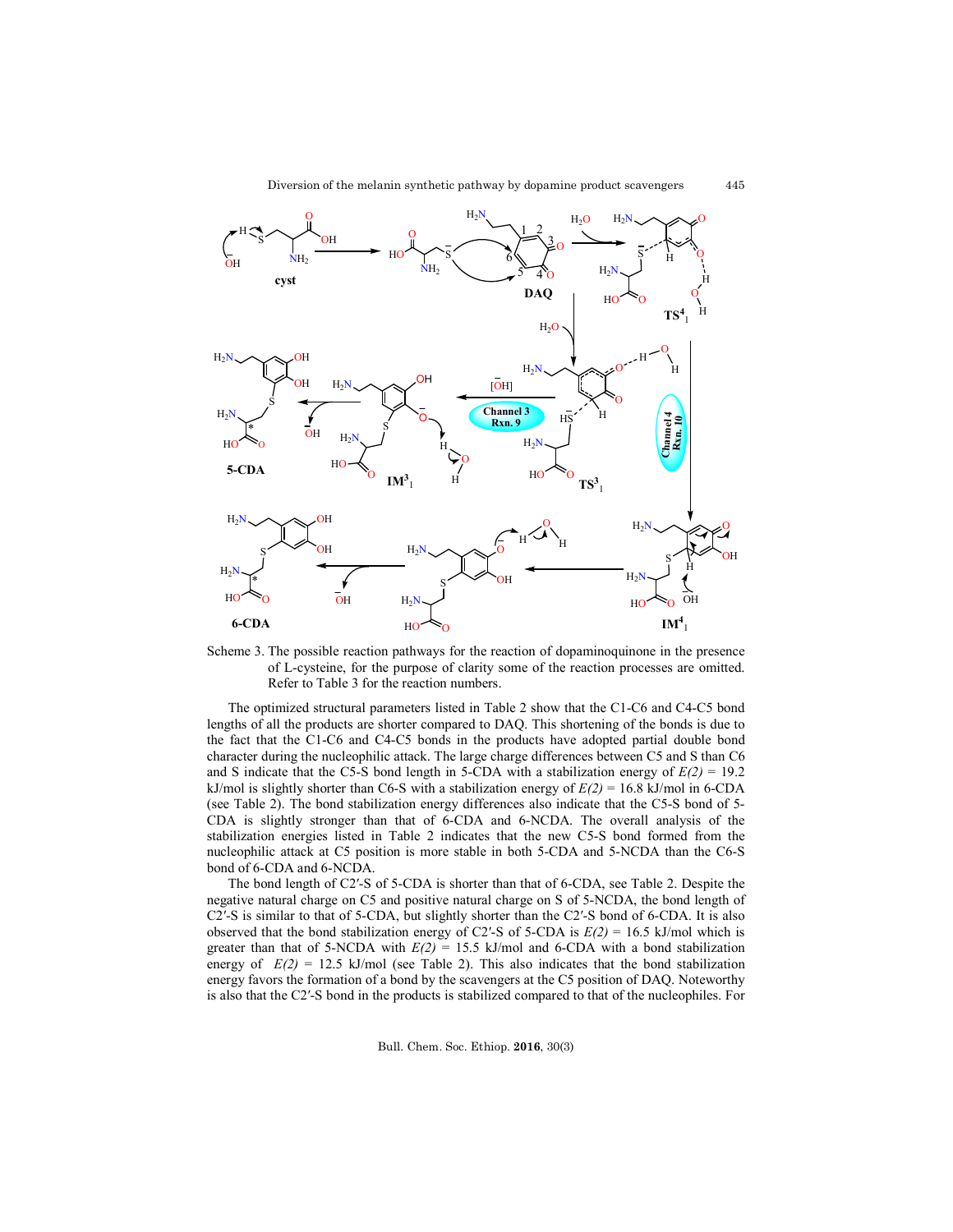Scheme 3. The possible reaction pathways for the reaction of dopaminoquinone in the presence of L-cysteine, for the purpose of clarity some of the reaction processes are omitted. Refer to Table 3 for the reaction numbers.

The optimized structural parameters listed in Table 2 show that the C1-C6 and C4-C5 bond lengths of all the products are shorter compared to DAQ. This shortening of the bonds is due to the fact that the C1-C6 and C4-C5 bonds in the products have adopted partial double bond character during the nucleophilic attack. The large charge differences between C5 and S than C6 and S indicate that the C5-S bond length in 5-CDA with a stabilization energy of *E(2)* = 19.2 kJ/mol is slightly shorter than C6-S with a stabilization energy of *E(2)* = 16.8 kJ/mol in 6-CDA (see Table 2). The bond stabilization energy differences also indicate that the C5-S bond of 5-CDA is slightly stronger than that of 6-CDA and 6-NCDA. The overall analysis of the stabilization energies listed in Table 2 indicates that the new C5-S bond formed from the nucleophilic attack at C5 position is more stable in both 5-CDA and 5-NCDA than the C6-S bond of 6-CDA and 6-NCDA.

The bond length of C2′-S of 5-CDA is shorter than that of 6-CDA, see Table 2. Despite the negative natural charge on C5 and positive natural charge on S of 5-NCDA, the bond length of C2′-S is similar to that of 5-CDA, but slightly shorter than the C2′-S bond of 6-CDA. It is also observed that the bond stabilization energy of C2′-S of 5-CDA is *E(2)* = 16.5 kJ/mol which is greater than that of 5-NCDA with *E(2)* = 15.5 kJ/mol and 6-CDA with a bond stabilization energy of *E(2)* = 12.5 kJ/mol (see Table 2). This also indicates that the bond stabilization energy favors the formation of a bond by the scavengers at the C5 position of DAQ. Noteworthy is also that the C2′-S bond in the products is stabilized compared to that of the nucleophiles. For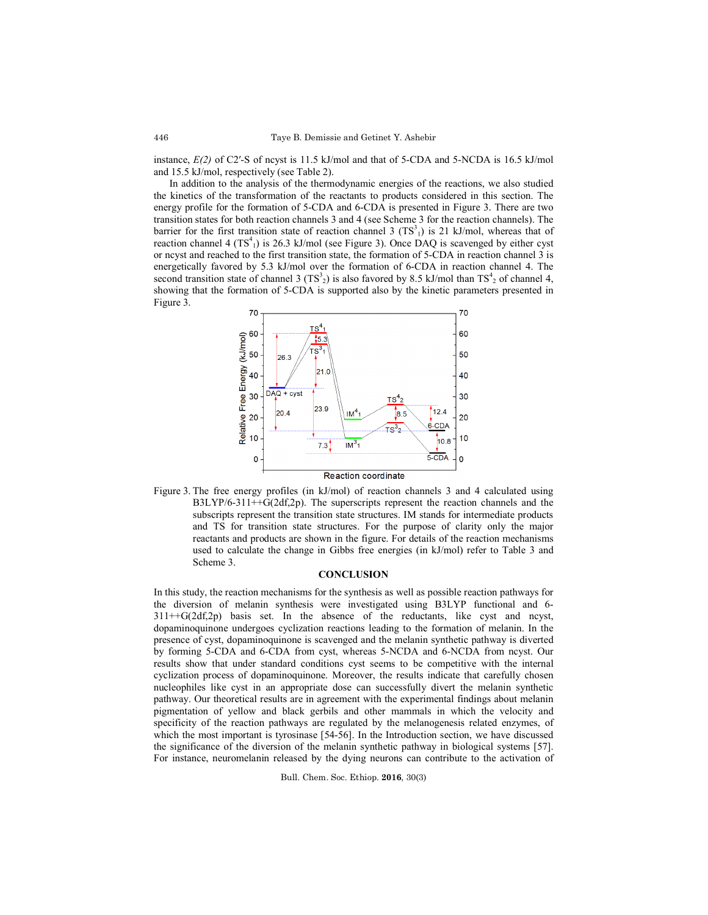instance, *E(2)* of C2′-S of ncyst is 11.5 kJ/mol and that of 5-CDA and 5-NCDA is 16.5 kJ/mol and 15.5 kJ/mol, respectively (see Table 2).

In addition to the analysis of the thermodynamic energies of the reactions, we also studied the kinetics of the transformation of the reactants to products considered in this section. The energy profile for the formation of 5-CDA and 6-CDA is presented in Figure 3. There are two transition states for both reaction channels 3 and 4 (see Scheme 3 for the reaction channels). The barrier for the first transition state of reaction channel 3 ($TS^3_1$) is 21 kJ/mol, whereas that of reaction channel 4 ($TS^4_1$) is 26.3 kJ/mol (see Figure 3). Once DAQ is scavenged by either cyst or ncyst and reached to the first transition state, the formation of 5-CDA in reaction channel 3 is energetically favored by 5.3 kJ/mol over the formation of 6-CDA in reaction channel 4. The second transition state of channel 3 ($TS^3_2$) is also favored by 8.5 kJ/mol than $TS^4_2$ of channel 4, showing that the formation of 5-CDA is supported also by the kinetic parameters presented in Figure 3.

Figure 3. The free energy profiles (in kJ/mol) of reaction channels 3 and 4 calculated using B3LYP/6-311++G(2df,2p). The superscripts represent the reaction channels and the subscripts represent the transition state structures. IM stands for intermediate products and TS for transition state structures. For the purpose of clarity only the major reactants and products are shown in the figure. For details of the reaction mechanisms used to calculate the change in Gibbs free energies (in kJ/mol) refer to Table 3 and Scheme 3.

## CONCLUSION

In this study, the reaction mechanisms for the synthesis as well as possible reaction pathways for the diversion of melanin synthesis were investigated using B3LYP functional and 6-311++G(2df,2p) basis set. In the absence of the reductants, like cyst and ncyst, dopaminoquinone undergoes cyclization reactions leading to the formation of melanin. In the presence of cyst, dopaminoquinone is scavenged and the melanin synthetic pathway is diverted by forming 5-CDA and 6-CDA from cyst, whereas 5-NCDA and 6-NCDA from ncyst. Our results show that under standard conditions cyst seems to be competitive with the internal cyclization process of dopaminoquinone. Moreover, the results indicate that carefully chosen nucleophiles like cyst in an appropriate dose can successfully divert the melanin synthetic pathway. Our theoretical results are in agreement with the experimental findings about melanin pigmentation of yellow and black gerbils and other mammals in which the velocity and specificity of the reaction pathways are regulated by the melanogenesis related enzymes, of which the most important is tyrosinase [54-56]. In the Introduction section, we have discussed the significance of the diversion of the melanin synthetic pathway in biological systems [57]. For instance, neuromelanin released by the dying neurons can contribute to the activation of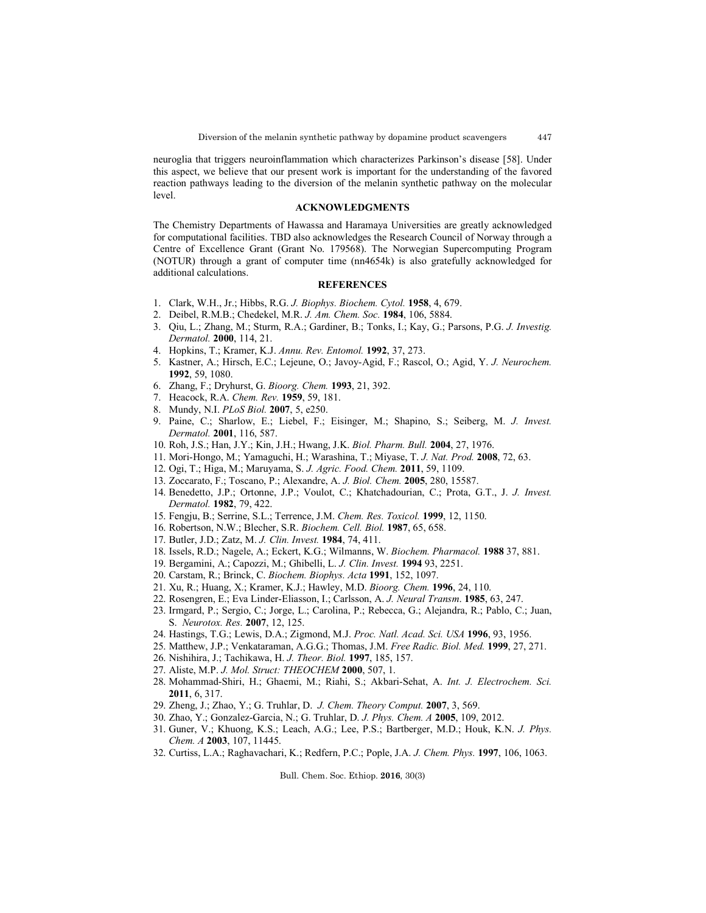neuroglia that triggers neuroinflammation which characterizes Parkinson's disease [58]. Under this aspect, we believe that our present work is important for the understanding of the favored reaction pathways leading to the diversion of the melanin synthetic pathway on the molecular level.

## ACKNOWLEDGMENTS

The Chemistry Departments of Hawassa and Haramaya Universities are greatly acknowledged for computational facilities. TBD also acknowledges the Research Council of Norway through a Centre of Excellence Grant (Grant No. 179568). The Norwegian Supercomputing Program (NOTUR) through a grant of computer time (nn4654k) is also gratefully acknowledged for additional calculations.

## REFERENCES

1. Clark, W.H., Jr.; Hibbs, R.G. *J. Biophys. Biochem. Cytol.* **1958**, 4, 679.
2. Deibel, R.M.B.; Chedekel, M.R. *J. Am. Chem. Soc.* **1984**, 106, 5884.
3. Qiu, L.; Zhang, M.; Sturm, R.A.; Gardiner, B.; Tonks, I.; Kay, G.; Parsons, P.G. *J. Investig. Dermatol.* **2000**, 114, 21.
4. Hopkins, T.; Kramer, K.J. *Annu. Rev. Entomol.* **1992**, 37, 273.
5. Kastner, A.; Hirsch, E.C.; Lejeune, O.; Javoy-Agid, F.; Rascol, O.; Agid, Y. *J. Neurochem.* **1992**, 59, 1080.
6. Zhang, F.; Dryhurst, G. *Bioorg. Chem.* **1993**, 21, 392.
7. Heacock, R.A. *Chem. Rev.* **1959**, 59, 181.
8. Mundy, N.I. *PLoS Biol.* **2007**, 5, e250.
9. Paine, C.; Sharlow, E.; Liebel, F.; Eisinger, M.; Shapino, S.; Seiberg, M. *J. Invest. Dermatol.* **2001**, 116, 587.
10. Roh, J.S.; Han, J.Y.; Kin, J.H.; Hwang, J.K. *Biol. Pharm. Bull.* **2004**, 27, 1976.
11. Mori-Hongo, M.; Yamaguchi, H.; Warashina, T.; Miyase, T. *J. Nat. Prod.* **2008**, 72, 63.
12. Ogi, T.; Higa, M.; Maruyama, S. *J. Agric. Food. Chem.* **2011**, 59, 1109.
13. Zoccarato, F.; Toscano, P.; Alexandre, A. *J. Biol. Chem.* **2005**, 280, 15587.
14. Benedetto, J.P.; Ortonne, J.P.; Voulot, C.; Khatchadourian, C.; Prota, G.T., J. *J. Invest. Dermatol.* **1982**, 79, 422.
15. Fengju, B.; Serrine, S.L.; Terrence, J.M. *Chem. Res. Toxicol.* **1999**, 12, 1150.
16. Robertson, N.W.; Blecher, S.R. *Biochem. Cell. Biol.* **1987**, 65, 658.
17. Butler, J.D.; Zatz, M. *J. Clin. Invest.* **1984**, 74, 411.
18. Issels, R.D.; Nagele, A.; Eckert, K.G.; Wilmanns, W. *Biochem. Pharmacol.* **1988** 37, 881.
19. Bergamini, A.; Capozzi, M.; Ghibelli, L. *J. Clin. Invest.* **1994** 93, 2251.
20. Carstam, R.; Brinck, C. *Biochem. Biophys. Acta* **1991**, 152, 1097.
21. Xu, R.; Huang, X.; Kramer, K.J.; Hawley, M.D. *Bioorg. Chem.* **1996**, 24, 110.
22. Rosengren, E.; Eva Linder-Eliasson, I.; Carlsson, A. *J. Neural Transm*. **1985**, 63, 247.
23. Irmgard, P.; Sergio, C.; Jorge, L.; Carolina, P.; Rebecca, G.; Alejandra, R.; Pablo, C.; Juan, S. *Neurotox. Res.* **2007**, 12, 125.
24. Hastings, T.G.; Lewis, D.A.; Zigmond, M.J. *Proc. Natl. Acad. Sci. USA* **1996**, 93, 1956.
25. Matthew, J.P.; Venkataraman, A.G.G.; Thomas, J.M. *Free Radic. Biol. Med.* **1999**, 27, 271.
26. Nishihira, J.; Tachikawa, H. *J. Theor. Biol.* **1997**, 185, 157.
27. Aliste, M.P. *J. Mol. Struct: THEOCHEM* **2000**, 507, 1.
28. Mohammad-Shiri, H.; Ghaemi, M.; Riahi, S.; Akbari-Sehat, A. *Int. J. Electrochem. Sci.* **2011**, 6, 317.
29. Zheng, J.; Zhao, Y.; G. Truhlar, D. *J. Chem. Theory Comput.* **2007**, 3, 569.
30. Zhao, Y.; Gonzalez-Garcia, N.; G. Truhlar, D. *J. Phys. Chem. A* **2005**, 109, 2012.
31. Guner, V.; Khuong, K.S.; Leach, A.G.; Lee, P.S.; Bartberger, M.D.; Houk, K.N. *J. Phys. Chem. A* **2003**, 107, 11445.
32. Curtiss, L.A.; Raghavachari, K.; Redfern, P.C.; Pople, J.A. *J. Chem. Phys.* **1997**, 106, 1063.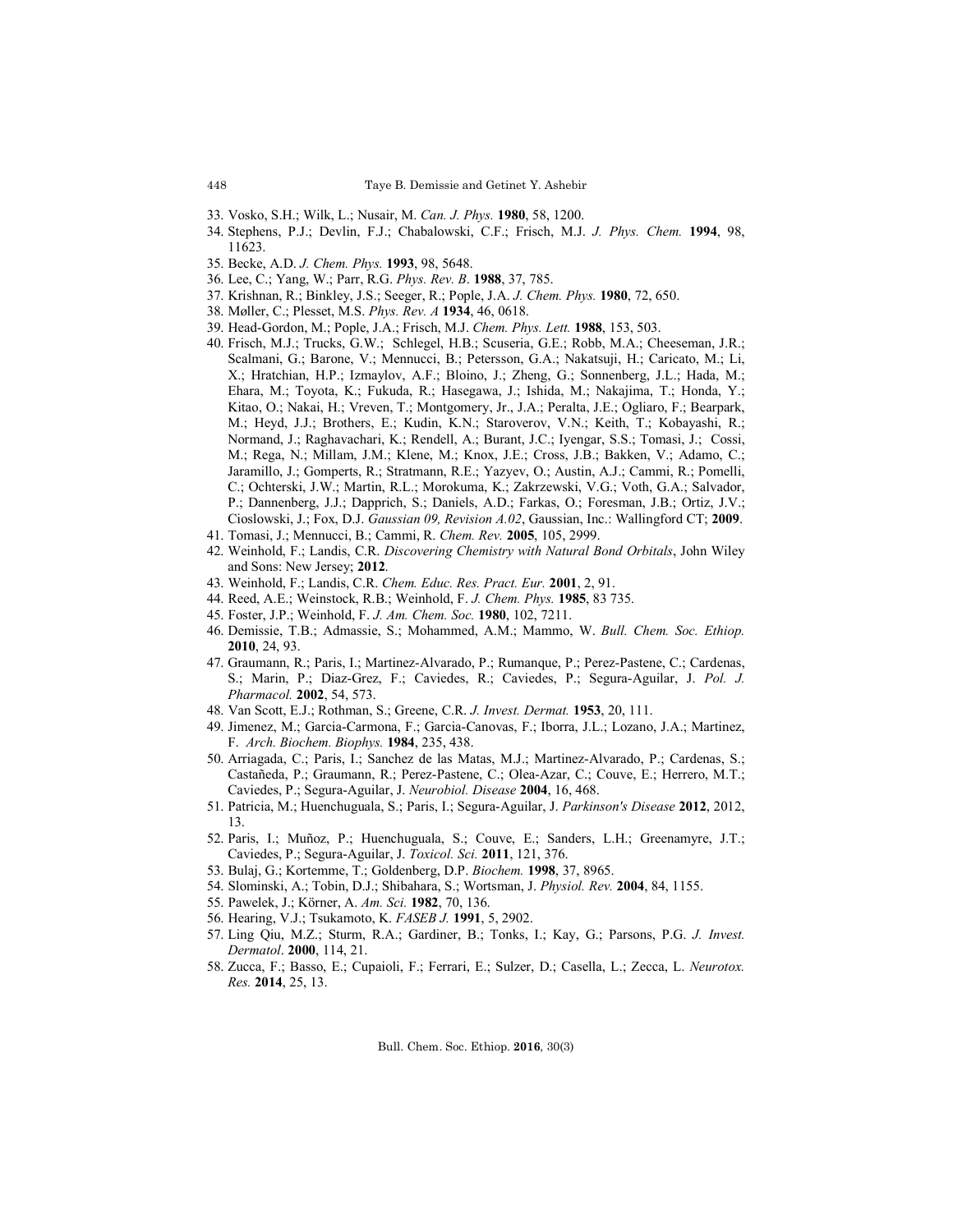33. Vosko, S.H.; Wilk, L.; Nusair, M. *Can. J. Phys.* **1980**, 58, 1200.
34. Stephens, P.J.; Devlin, F.J.; Chabalowski, C.F.; Frisch, M.J. *J. Phys. Chem.* **1994**, 98, 11623.
35. Becke, A.D. *J. Chem. Phys.* **1993**, 98, 5648.
36. Lee, C.; Yang, W.; Parr, R.G. *Phys. Rev. B*. **1988**, 37, 785.
37. Krishnan, R.; Binkley, J.S.; Seeger, R.; Pople, J.A. *J. Chem. Phys.* **1980**, 72, 650.
38. Møller, C.; Plesset, M.S. *Phys. Rev. A* **1934**, 46, 0618.
39. Head-Gordon, M.; Pople, J.A.; Frisch, M.J. *Chem. Phys. Lett.* **1988**, 153, 503.
40. Frisch, M.J.; Trucks, G.W.; Schlegel, H.B.; Scuseria, G.E.; Robb, M.A.; Cheeseman, J.R.; Scalmani, G.; Barone, V.; Mennucci, B.; Petersson, G.A.; Nakatsuji, H.; Caricato, M.; Li, X.; Hratchian, H.P.; Izmaylov, A.F.; Bloino, J.; Zheng, G.; Sonnenberg, J.L.; Hada, M.; Ehara, M.; Toyota, K.; Fukuda, R.; Hasegawa, J.; Ishida, M.; Nakajima, T.; Honda, Y.; Kitao, O.; Nakai, H.; Vreven, T.; Montgomery, Jr., J.A.; Peralta, J.E.; Ogliaro, F.; Bearpark, M.; Heyd, J.J.; Brothers, E.; Kudin, K.N.; Staroverov, V.N.; Keith, T.; Kobayashi, R.; Normand, J.; Raghavachari, K.; Rendell, A.; Burant, J.C.; Iyengar, S.S.; Tomasi, J.; Cossi, M.; Rega, N.; Millam, J.M.; Klene, M.; Knox, J.E.; Cross, J.B.; Bakken, V.; Adamo, C.; Jaramillo, J.; Gomperts, R.; Stratmann, R.E.; Yazyev, O.; Austin, A.J.; Cammi, R.; Pomelli, C.; Ochterski, J.W.; Martin, R.L.; Morokuma, K.; Zakrzewski, V.G.; Voth, G.A.; Salvador, P.; Dannenberg, J.J.; Dapprich, S.; Daniels, A.D.; Farkas, O.; Foresman, J.B.; Ortiz, J.V.; Cioslowski, J.; Fox, D.J. *Gaussian 09, Revision A.02*, Gaussian, Inc.: Wallingford CT; **2009**.
41. Tomasi, J.; Mennucci, B.; Cammi, R. *Chem. Rev.* **2005**, 105, 2999.
42. Weinhold, F.; Landis, C.R. *Discovering Chemistry with Natural Bond Orbitals*, John Wiley and Sons: New Jersey; **2012**.
43. Weinhold, F.; Landis, C.R. *Chem. Educ. Res. Pract. Eur.* **2001**, 2, 91.
44. Reed, A.E.; Weinstock, R.B.; Weinhold, F. *J. Chem. Phys.* **1985**, 83 735.
45. Foster, J.P.; Weinhold, F. *J. Am. Chem. Soc.* **1980**, 102, 7211.
46. Demissie, T.B.; Admassie, S.; Mohammed, A.M.; Mammo, W. *Bull. Chem. Soc. Ethiop.* **2010**, 24, 93.
47. Graumann, R.; Paris, I.; Martinez-Alvarado, P.; Rumanque, P.; Perez-Pastene, C.; Cardenas, S.; Marin, P.; Diaz-Grez, F.; Caviedes, R.; Caviedes, P.; Segura-Aguilar, J. *Pol. J. Pharmacol.* **2002**, 54, 573.
48. Van Scott, E.J.; Rothman, S.; Greene, C.R. *J. Invest. Dermat.* **1953**, 20, 111.
49. Jimenez, M.; Garcia-Carmona, F.; Garcia-Canovas, F.; Iborra, J.L.; Lozano, J.A.; Martinez, F. *Arch. Biochem. Biophys.* **1984**, 235, 438.
50. Arriagada, C.; Paris, I.; Sanchez de las Matas, M.J.; Martinez-Alvarado, P.; Cardenas, S.; Castañeda, P.; Graumann, R.; Perez-Pastene, C.; Olea-Azar, C.; Couve, E.; Herrero, M.T.; Caviedes, P.; Segura-Aguilar, J. *Neurobiol. Disease* **2004**, 16, 468.
51. Patricia, M.; Huenchuguala, S.; Paris, I.; Segura-Aguilar, J. *Parkinson's Disease* **2012**, 2012, 13.
52. Paris, I.; Muñoz, P.; Huenchuguala, S.; Couve, E.; Sanders, L.H.; Greenamyre, J.T.; Caviedes, P.; Segura-Aguilar, J. *Toxicol. Sci.* **2011**, 121, 376.
53. Bulaj, G.; Kortemme, T.; Goldenberg, D.P. *Biochem.* **1998**, 37, 8965.
54. Slominski, A.; Tobin, D.J.; Shibahara, S.; Wortsman, J. *Physiol. Rev.* **2004**, 84, 1155.
55. Pawelek, J.; Körner, A. *Am. Sci.* **1982**, 70, 136.
56. Hearing, V.J.; Tsukamoto, K. *FASEB J.* **1991**, 5, 2902.
57. Ling Qiu, M.Z.; Sturm, R.A.; Gardiner, B.; Tonks, I.; Kay, G.; Parsons, P.G. *J. Invest. Dermatol*. **2000**, 114, 21.
58. Zucca, F.; Basso, E.; Cupaioli, F.; Ferrari, E.; Sulzer, D.; Casella, L.; Zecca, L. *Neurotox. Res.* **2014**, 25, 13.